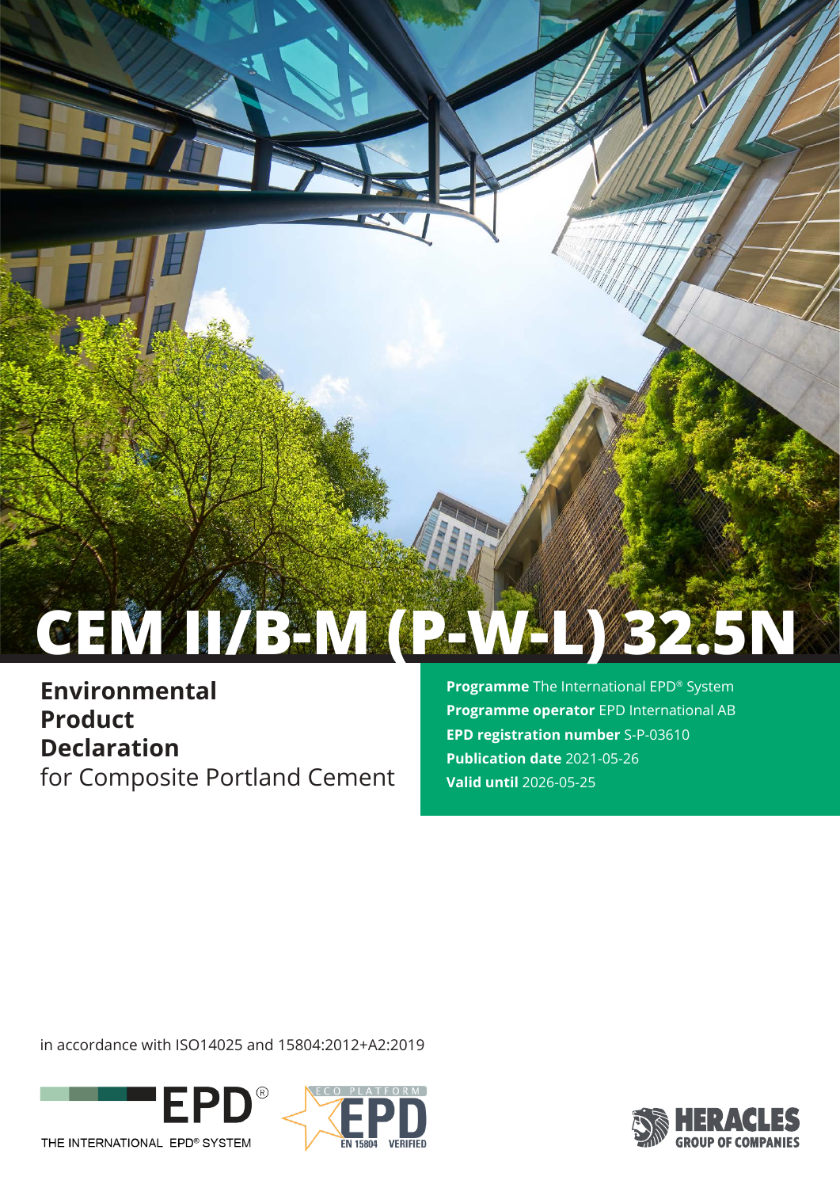# CEM II/B-M (P-W-L) 32.5N

**Environmental Product Declaration**
for Composite Portland Cement

**Programme** The International EPD® System
**Programme operator** EPD International AB
**EPD registration number** S-P-03610
**Publication date** 2021-05-26
**Valid until** 2026-05-25

in accordance with ISO14025 and 15804:2012+A2:2019

EPD® THE INTERNATIONAL EPD® SYSTEM

ECO PLATFORM EPD EN 15804 VERIFIED

HERACLES GROUP OF COMPANIES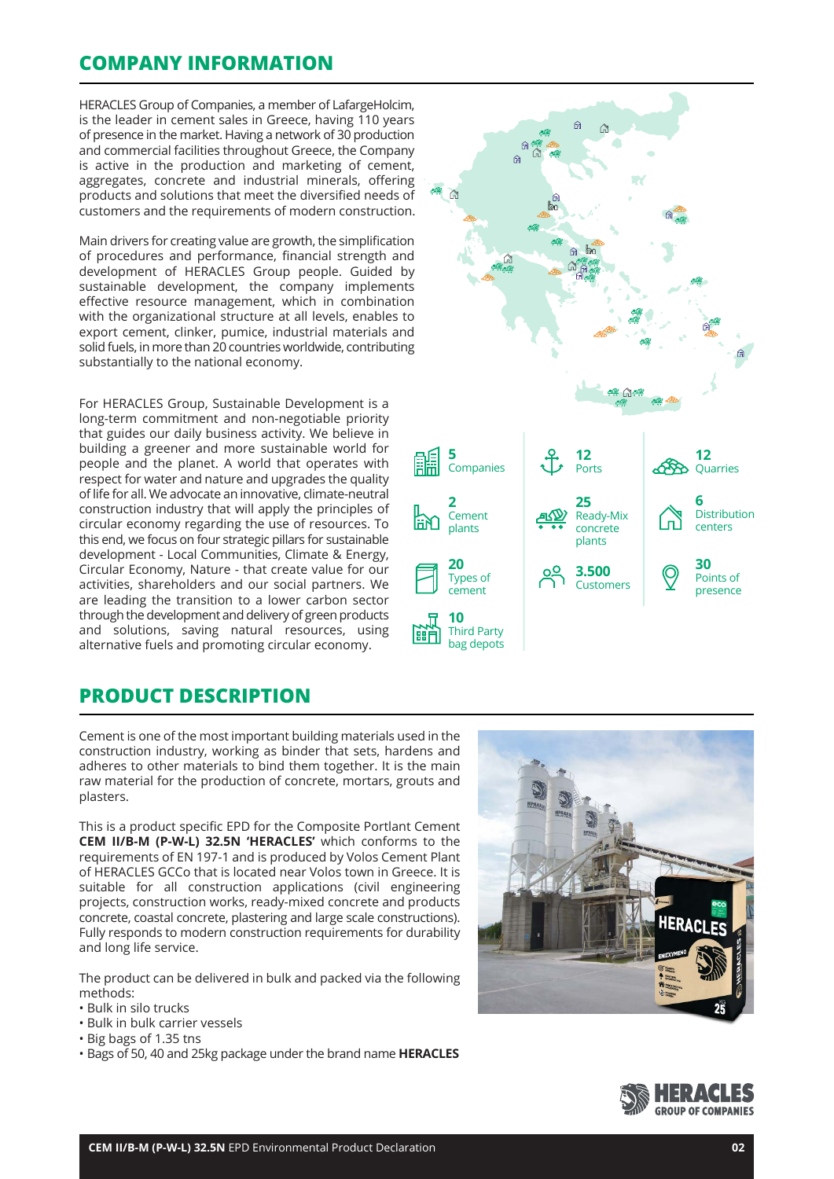## COMPANY INFORMATION

HERACLES Group of Companies, a member of LafargeHolcim, is the leader in cement sales in Greece, having 110 years of presence in the market. Having a network of 30 production and commercial facilities throughout Greece, the Company is active in the production and marketing of cement, aggregates, concrete and industrial minerals, offering products and solutions that meet the diversified needs of customers and the requirements of modern construction.

Main drivers for creating value are growth, the simplification of procedures and performance, financial strength and development of HERACLES Group people. Guided by sustainable development, the company implements effective resource management, which in combination with the organizational structure at all levels, enables to export cement, clinker, pumice, industrial materials and solid fuels, in more than 20 countries worldwide, contributing substantially to the national economy.

For HERACLES Group, Sustainable Development is a long-term commitment and non-negotiable priority that guides our daily business activity. We believe in building a greener and more sustainable world for people and the planet. A world that operates with respect for water and nature and upgrades the quality of life for all. We advocate an innovative, climate-neutral construction industry that will apply the principles of circular economy regarding the use of resources. To this end, we focus on four strategic pillars for sustainable development - Local Communities, Climate & Energy, Circular Economy, Nature - that create value for our activities, shareholders and our social partners. We are leading the transition to a lower carbon sector through the development and delivery of green products and solutions, saving natural resources, using alternative fuels and promoting circular economy.

- **5** Companies
- **2** Cement plants
- **20** Types of cement
- **10** Third Party bag depots
- **12** Ports
- **25** Ready-Mix concrete plants
- **3.500** Customers
- **12** Quarries
- **6** Distribution centers
- **30** Points of presence

## PRODUCT DESCRIPTION

Cement is one of the most important building materials used in the construction industry, working as binder that sets, hardens and adheres to other materials to bind them together. It is the main raw material for the production of concrete, mortars, grouts and plasters.

This is a product specific EPD for the Composite Portland Cement **CEM II/B-M (P-W-L) 32.5N 'HERACLES'** which conforms to the requirements of EN 197-1 and is produced by Volos Cement Plant of HERACLES GCCo that is located near Volos town in Greece. It is suitable for all construction applications (civil engineering projects, construction works, ready-mixed concrete and products concrete, coastal concrete, plastering and large scale constructions). Fully responds to modern construction requirements for durability and long life service.

The product can be delivered in bulk and packed via the following methods:

- Bulk in silo trucks
- Bulk in bulk carrier vessels
- Big bags of 1.35 tns
- Bags of 50, 40 and 25kg package under the brand name **HERACLES**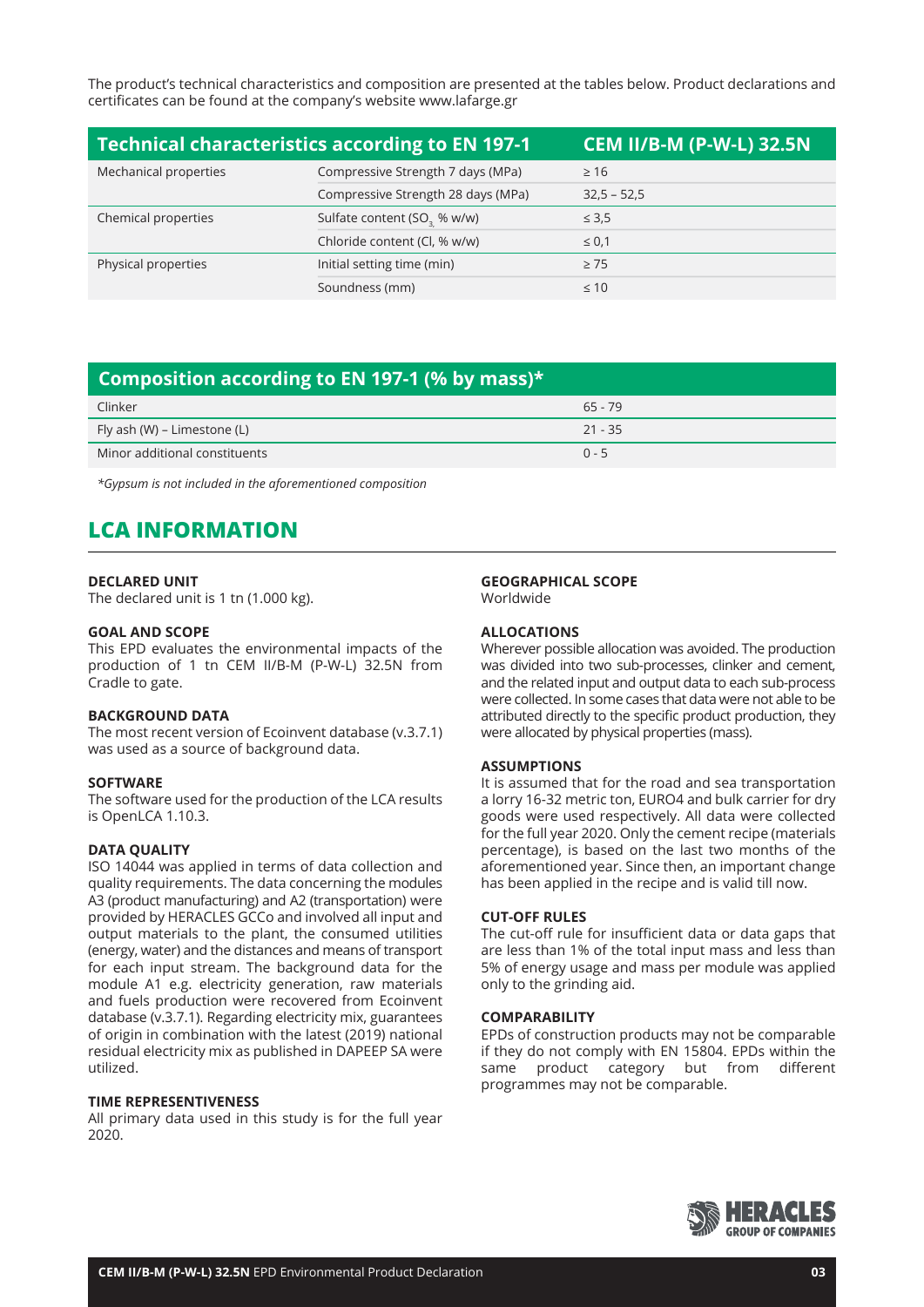The product's technical characteristics and composition are presented at the tables below. Product declarations and certificates can be found at the company's website www.lafarge.gr

| Technical characteristics according to EN 197-1 | | CEM II/B-M (P-W-L) 32.5N |
|---|---|---|
| Mechanical properties | Compressive Strength 7 days (MPa) | ≥ 16 |
| | Compressive Strength 28 days (MPa) | 32,5 – 52,5 |
| Chemical properties | Sulfate content ($SO_3$, % w/w) | ≤ 3,5 |
| | Chloride content (Cl, % w/w) | ≤ 0,1 |
| Physical properties | Initial setting time (min) | ≥ 75 |
| | Soundness (mm) | ≤ 10 |

| Composition according to EN 197-1 (% by mass)* | |
|---|---|
| Clinker | 65 - 79 |
| Fly ash (W) – Limestone (L) | 21 - 35 |
| Minor additional constituents | 0 - 5 |

*\*Gypsum is not included in the aforementioned composition*

## LCA INFORMATION

**DECLARED UNIT**
The declared unit is 1 tn (1.000 kg).

**GOAL AND SCOPE**
This EPD evaluates the environmental impacts of the production of 1 tn CEM II/B-M (P-W-L) 32.5N from Cradle to gate.

**BACKGROUND DATA**
The most recent version of Ecoinvent database (v.3.7.1) was used as a source of background data.

**SOFTWARE**
The software used for the production of the LCA results is OpenLCA 1.10.3.

**DATA QUALITY**
ISO 14044 was applied in terms of data collection and quality requirements. The data concerning the modules A3 (product manufacturing) and A2 (transportation) were provided by HERACLES GCCo and involved all input and output materials to the plant, the consumed utilities (energy, water) and the distances and means of transport for each input stream. The background data for the module A1 e.g. electricity generation, raw materials and fuels production were recovered from Ecoinvent database (v.3.7.1). Regarding electricity mix, guarantees of origin in combination with the latest (2019) national residual electricity mix as published in DAPEEP SA were utilized.

**TIME REPRESENTIVENESS**
All primary data used in this study is for the full year 2020.

**GEOGRAPHICAL SCOPE**
Worldwide

**ALLOCATIONS**
Wherever possible allocation was avoided. The production was divided into two sub-processes, clinker and cement, and the related input and output data to each sub-process were collected. In some cases that data were not able to be attributed directly to the specific product production, they were allocated by physical properties (mass).

**ASSUMPTIONS**
It is assumed that for the road and sea transportation a lorry 16-32 metric ton, EURO4 and bulk carrier for dry goods were used respectively. All data were collected for the full year 2020. Only the cement recipe (materials percentage), is based on the last two months of the aforementioned year. Since then, an important change has been applied in the recipe and is valid till now.

**CUT-OFF RULES**
The cut-off rule for insufficient data or data gaps that are less than 1% of the total input mass and less than 5% of energy usage and mass per module was applied only to the grinding aid.

**COMPARABILITY**
EPDs of construction products may not be comparable if they do not comply with EN 15804. EPDs within the same product category but from different programmes may not be comparable.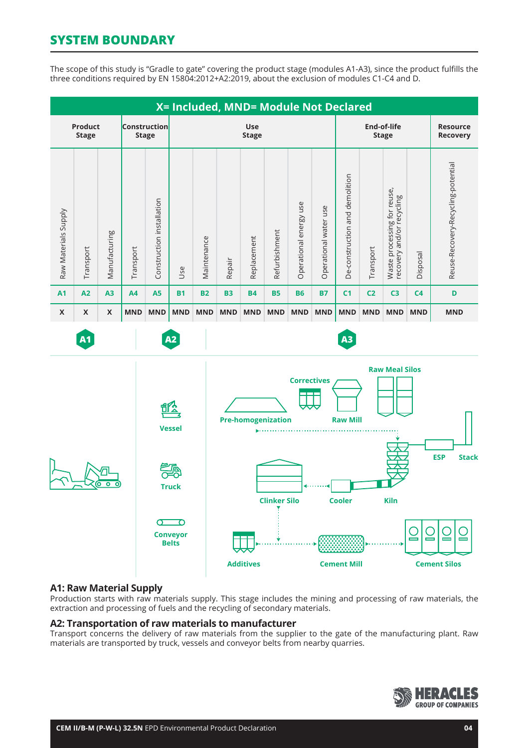# SYSTEM BOUNDARY

The scope of this study is "Gradle to gate" covering the product stage (modules A1-A3), since the product fulfills the three conditions required by EN 15804:2012+A2:2019, about the exclusion of modules C1-C4 and D.

| X= Included, MND= Module Not Declared | | | | | | | | | | | | | | | | |
|---|---|---|---|---|---|---|---|---|---|---|---|---|---|---|---|---|
| Product Stage | | | Construction Stage | | Use Stage | | | | | | | End-of-life Stage | | | | Resource Recovery |
| Raw Materials Supply | Transport | Manufacturing | Transport | Construction installation | Use | Maintenance | Repair | Replacement | Refurbishment | Operational energy use | Operational water use | De-construction and demolition | Transport | Waste processing for reuse, recovery and/or recycling | Disposal | Reuse-Recovery-Recycling-potential |
| A1 | A2 | A3 | A4 | A5 | B1 | B2 | B3 | B4 | B5 | B6 | B7 | C1 | C2 | C3 | C4 | D |
| X | X | X | MND | MND | MND | MND | MND | MND | MND | MND | MND | MND | MND | MND | MND | MND |

A1 | A2 | A3

Vessel, Truck, Conveyor Belts

Pre-homogenization, Correctives, Raw Mill, Raw Meal Silos, ESP, Stack, Clinker Silo, Cooler, Kiln, Additives, Cement Mill, Cement Silos

## A1: Raw Material Supply

Production starts with raw materials supply. This stage includes the mining and processing of raw materials, the extraction and processing of fuels and the recycling of secondary materials.

## A2: Transportation of raw materials to manufacturer

Transport concerns the delivery of raw materials from the supplier to the gate of the manufacturing plant. Raw materials are transported by truck, vessels and conveyor belts from nearby quarries.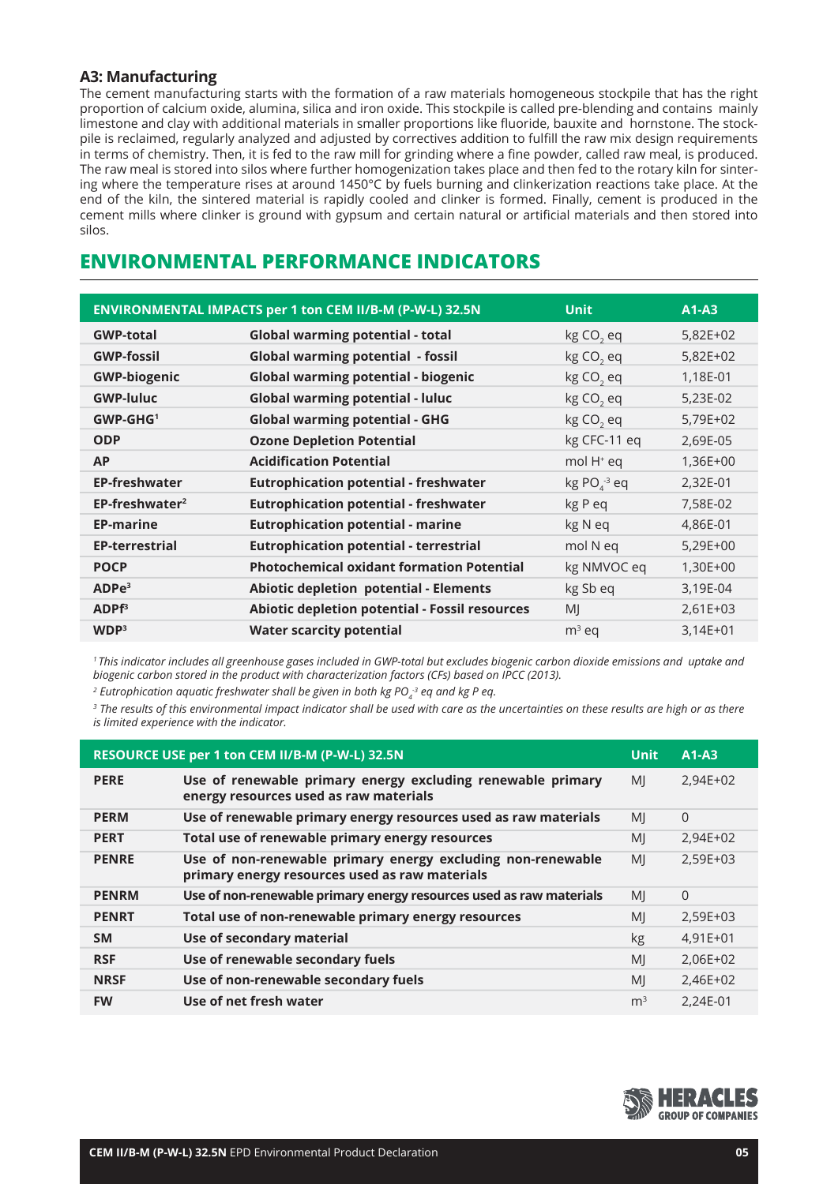### A3: Manufacturing

The cement manufacturing starts with the formation of a raw materials homogeneous stockpile that has the right proportion of calcium oxide, alumina, silica and iron oxide. This stockpile is called pre-blending and contains mainly limestone and clay with additional materials in smaller proportions like fluoride, bauxite and hornstone. The stockpile is reclaimed, regularly analyzed and adjusted by correctives addition to fulfill the raw mix design requirements in terms of chemistry. Then, it is fed to the raw mill for grinding where a fine powder, called raw meal, is produced. The raw meal is stored into silos where further homogenization takes place and then fed to the rotary kiln for sintering where the temperature rises at around 1450°C by fuels burning and clinkerization reactions take place. At the end of the kiln, the sintered material is rapidly cooled and clinker is formed. Finally, cement is produced in the cement mills where clinker is ground with gypsum and certain natural or artificial materials and then stored into silos.

## ENVIRONMENTAL PERFORMANCE INDICATORS

| ENVIRONMENTAL IMPACTS per 1 ton CEM II/B-M (P-W-L) 32.5N | | Unit | A1-A3 |
|---|---|---|---|
| **GWP-total** | **Global warming potential - total** | kg $CO_2$ eq | 5,82E+02 |
| **GWP-fossil** | **Global warming potential - fossil** | kg $CO_2$ eq | 5,82E+02 |
| **GWP-biogenic** | **Global warming potential - biogenic** | kg $CO_2$ eq | 1,18E-01 |
| **GWP-luluc** | **Global warming potential - luluc** | kg $CO_2$ eq | 5,23E-02 |
| **GWP-GHG[1]** | **Global warming potential - GHG** | kg $CO_2$ eq | 5,79E+02 |
| **ODP** | **Ozone Depletion Potential** | kg CFC-11 eq | 2,69E-05 |
| **AP** | **Acidification Potential** | mol $H^+$ eq | 1,36E+00 |
| **EP-freshwater** | **Eutrophication potential - freshwater** | kg $PO_4^{-3}$ eq | 2,32E-01 |
| **EP-freshwater[2]** | **Eutrophication potential - freshwater** | kg P eq | 7,58E-02 |
| **EP-marine** | **Eutrophication potential - marine** | kg N eq | 4,86E-01 |
| **EP-terrestrial** | **Eutrophication potential - terrestrial** | mol N eq | 5,29E+00 |
| **POCP** | **Photochemical oxidant formation Potential** | kg NMVOC eq | 1,30E+00 |
| **ADPe[3]** | **Abiotic depletion potential - Elements** | kg Sb eq | 3,19E-04 |
| **ADPf[3]** | **Abiotic depletion potential - Fossil resources** | MJ | 2,61E+03 |
| **WDP[3]** | **Water scarcity potential** | $m^3$ eq | 3,14E+01 |

*[1] This indicator includes all greenhouse gases included in GWP-total but excludes biogenic carbon dioxide emissions and uptake and biogenic carbon stored in the product with characterization factors (CFs) based on IPCC (2013).*

*[2] Eutrophication aquatic freshwater shall be given in both kg $PO_4^{-3}$ eq and kg P eq.*

*[3] The results of this environmental impact indicator shall be used with care as the uncertainties on these results are high or as there is limited experience with the indicator.*

| RESOURCE USE per 1 ton CEM II/B-M (P-W-L) 32.5N | | Unit | A1-A3 |
|---|---|---|---|
| **PERE** | **Use of renewable primary energy excluding renewable primary energy resources used as raw materials** | MJ | 2,94E+02 |
| **PERM** | **Use of renewable primary energy resources used as raw materials** | MJ | 0 |
| **PERT** | **Total use of renewable primary energy resources** | MJ | 2,94E+02 |
| **PENRE** | **Use of non-renewable primary energy excluding non-renewable primary energy resources used as raw materials** | MJ | 2,59E+03 |
| **PENRM** | **Use of non-renewable primary energy resources used as raw materials** | MJ | 0 |
| **PENRT** | **Total use of non-renewable primary energy resources** | MJ | 2,59E+03 |
| **SM** | **Use of secondary material** | kg | 4,91E+01 |
| **RSF** | **Use of renewable secondary fuels** | MJ | 2,06E+02 |
| **NRSF** | **Use of non-renewable secondary fuels** | MJ | 2,46E+02 |
| **FW** | **Use of net fresh water** | $m^3$ | 2,24E-01 |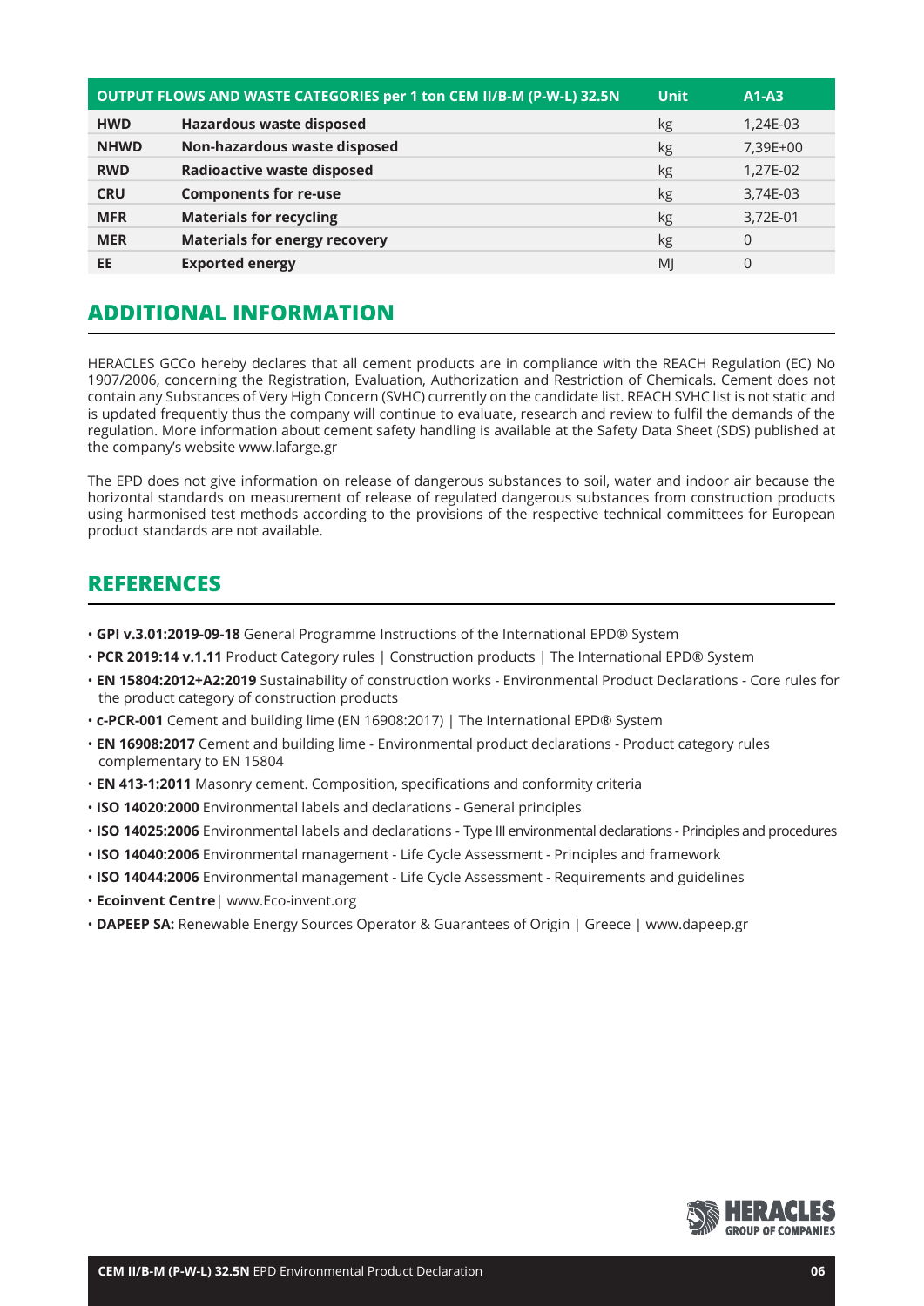| OUTPUT FLOWS AND WASTE CATEGORIES per 1 ton CEM II/B-M (P-W-L) 32.5N | | Unit | A1-A3 |
|---|---|---|---|
| **HWD** | **Hazardous waste disposed** | kg | 1,24E-03 |
| **NHWD** | **Non-hazardous waste disposed** | kg | 7,39E+00 |
| **RWD** | **Radioactive waste disposed** | kg | 1,27E-02 |
| **CRU** | **Components for re-use** | kg | 3,74E-03 |
| **MFR** | **Materials for recycling** | kg | 3,72E-01 |
| **MER** | **Materials for energy recovery** | kg | 0 |
| **EE** | **Exported energy** | MJ | 0 |

## ADDITIONAL INFORMATION

HERACLES GCCo hereby declares that all cement products are in compliance with the REACH Regulation (EC) No 1907/2006, concerning the Registration, Evaluation, Authorization and Restriction of Chemicals. Cement does not contain any Substances of Very High Concern (SVHC) currently on the candidate list. REACH SVHC list is not static and is updated frequently thus the company will continue to evaluate, research and review to fulfil the demands of the regulation. More information about cement safety handling is available at the Safety Data Sheet (SDS) published at the company's website www.lafarge.gr

The EPD does not give information on release of dangerous substances to soil, water and indoor air because the horizontal standards on measurement of release of regulated dangerous substances from construction products using harmonised test methods according to the provisions of the respective technical committees for European product standards are not available.

## REFERENCES

- **GPI v.3.01:2019-09-18** General Programme Instructions of the International EPD® System
- **PCR 2019:14 v.1.11** Product Category rules | Construction products | The International EPD® System
- **EN 15804:2012+A2:2019** Sustainability of construction works - Environmental Product Declarations - Core rules for the product category of construction products
- **c-PCR-001** Cement and building lime (EN 16908:2017) | The International EPD® System
- **EN 16908:2017** Cement and building lime - Environmental product declarations - Product category rules complementary to EN 15804
- **EN 413-1:2011** Masonry cement. Composition, specifications and conformity criteria
- **ISO 14020:2000** Environmental labels and declarations - General principles
- **ISO 14025:2006** Environmental labels and declarations - Type III environmental declarations - Principles and procedures
- **ISO 14040:2006** Environmental management - Life Cycle Assessment - Principles and framework
- **ISO 14044:2006** Environmental management - Life Cycle Assessment - Requirements and guidelines
- **Ecoinvent Centre**| www.Eco-invent.org
- **DAPEEP SA:** Renewable Energy Sources Operator & Guarantees of Origin | Greece | www.dapeep.gr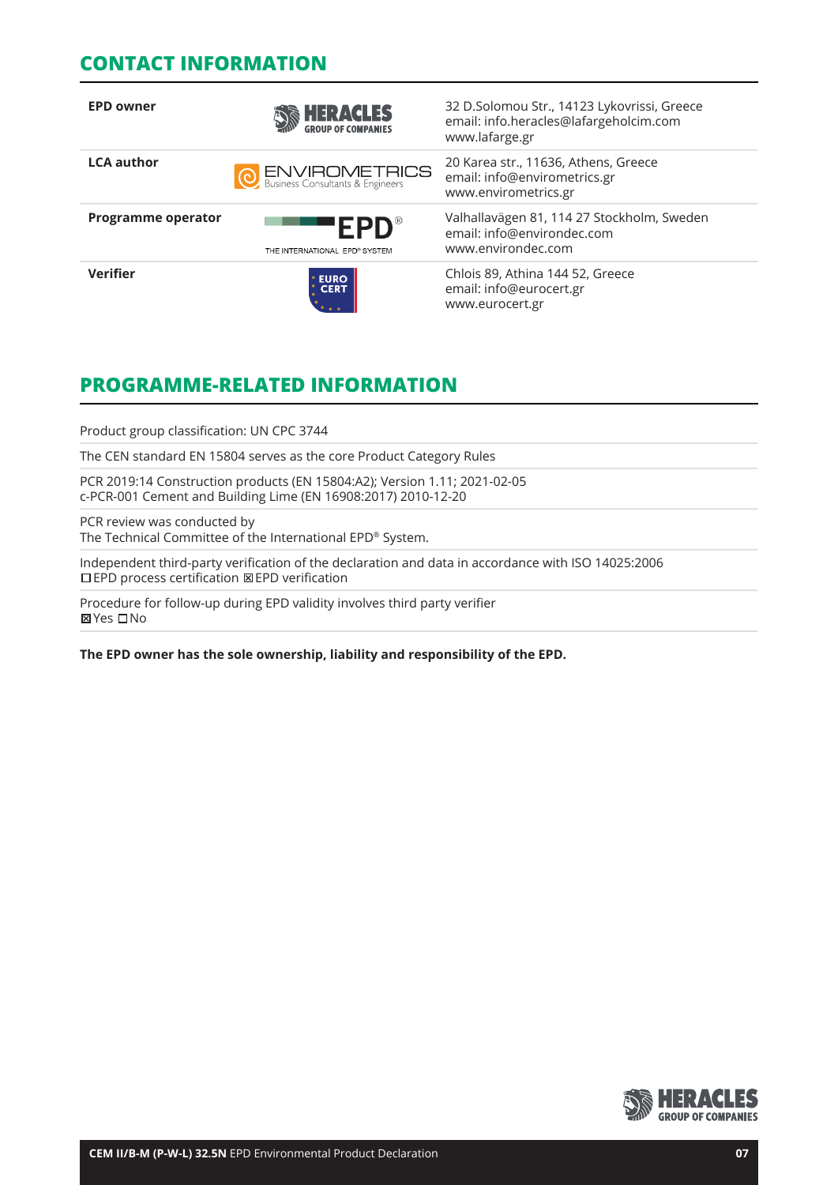## CONTACT INFORMATION

| | | |
|---|---|---|
| **EPD owner** | HERACLES GROUP OF COMPANIES | 32 D.Solomou Str., 14123 Lykovrissi, Greece<br>email: info.heracles@lafargeholcim.com<br>www.lafarge.gr |
| **LCA author** | ENVIROMETRICS Business Consultants & Engineers | 20 Karea str., 11636, Athens, Greece<br>email: info@envirometrics.gr<br>www.envirometrics.gr |
| **Programme operator** | EPD® THE INTERNATIONAL EPD® SYSTEM | Valhallavägen 81, 114 27 Stockholm, Sweden<br>email: info@environdec.com<br>www.environdec.com |
| **Verifier** | EURO CERT | Chlois 89, Athina 144 52, Greece<br>email: info@eurocert.gr<br>www.eurocert.gr |

## PROGRAMME-RELATED INFORMATION

Product group classification: UN CPC 3744

The CEN standard EN 15804 serves as the core Product Category Rules

PCR 2019:14 Construction products (EN 15804:A2); Version 1.11; 2021-02-05
c-PCR-001 Cement and Building Lime (EN 16908:2017) 2010-12-20

PCR review was conducted by
The Technical Committee of the International EPD® System.

Independent third-party verification of the declaration and data in accordance with ISO 14025:2006
☐ EPD process certification ☒ EPD verification

Procedure for follow-up during EPD validity involves third party verifier
☒ Yes ☐ No

**The EPD owner has the sole ownership, liability and responsibility of the EPD.**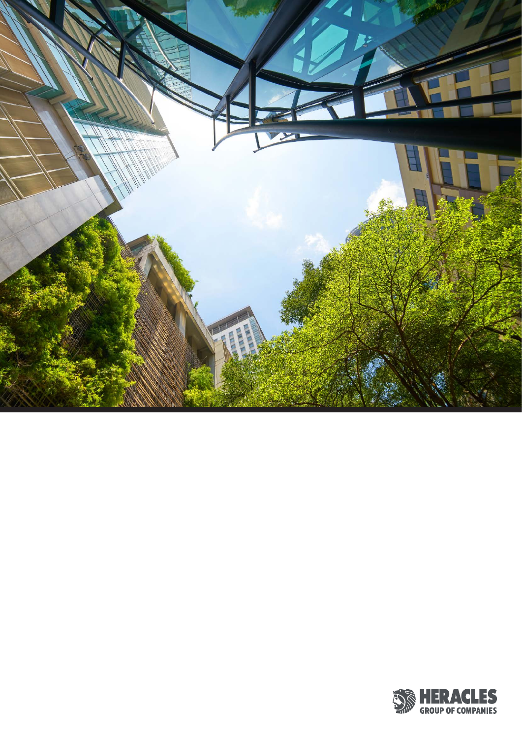HERACLES
GROUP OF COMPANIES